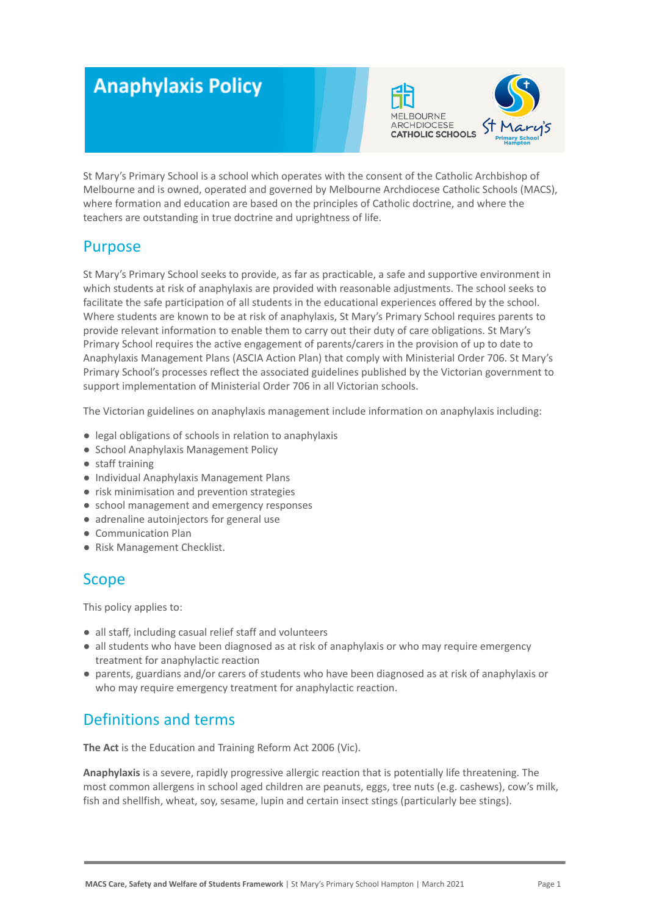# Anaphylaxis Policy

St Mary's Primary School is a school which operates with the consent of the Catholic Archbishop of Melbourne and is owned, operated and governed by Melbourne Archdiocese Catholic Schools (MACS), where formation and education are based on the principles of Catholic doctrine, and where the teachers are outstanding in true doctrine and uprightness of life.

## Purpose

St Mary's Primary School seeks to provide, as far as practicable, a safe and supportive environment in which students at risk of anaphylaxis are provided with reasonable adjustments. The school seeks to facilitate the safe participation of all students in the educational experiences offered by the school. Where students are known to be at risk of anaphylaxis, St Mary's Primary School requires parents to provide relevant information to enable them to carry out their duty of care obligations. St Mary's Primary School requires the active engagement of parents/carers in the provision of up to date to Anaphylaxis Management Plans (ASCIA Action Plan) that comply with Ministerial Order 706. St Mary's Primary School's processes reflect the associated guidelines published by the Victorian government to support implementation of Ministerial Order 706 in all Victorian schools.

The Victorian guidelines on anaphylaxis management include information on anaphylaxis including:

- legal obligations of schools in relation to anaphylaxis
- School Anaphylaxis Management Policy
- staff training
- Individual Anaphylaxis Management Plans
- risk minimisation and prevention strategies
- school management and emergency responses
- adrenaline autoinjectors for general use
- Communication Plan
- Risk Management Checklist.

## Scope

This policy applies to:

- all staff, including casual relief staff and volunteers
- all students who have been diagnosed as at risk of anaphylaxis or who may require emergency treatment for anaphylactic reaction
- parents, guardians and/or carers of students who have been diagnosed as at risk of anaphylaxis or who may require emergency treatment for anaphylactic reaction.

## Definitions and terms

**The Act** is the Education and Training Reform Act 2006 (Vic).

**Anaphylaxis** is a severe, rapidly progressive allergic reaction that is potentially life threatening. The most common allergens in school aged children are peanuts, eggs, tree nuts (e.g. cashews), cow's milk, fish and shellfish, wheat, soy, sesame, lupin and certain insect stings (particularly bee stings).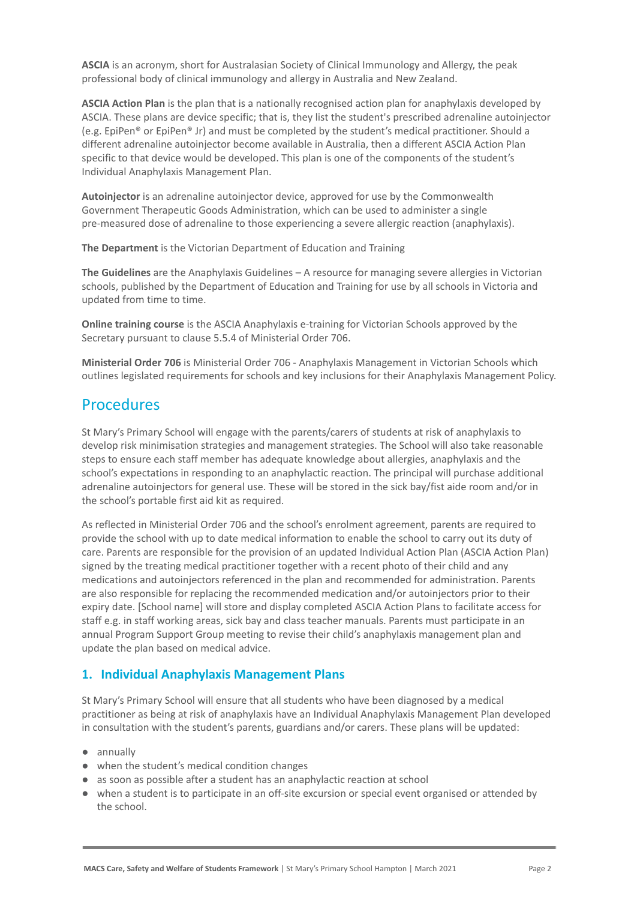**ASCIA** is an acronym, short for Australasian Society of Clinical Immunology and Allergy, the peak professional body of clinical immunology and allergy in Australia and New Zealand.

**ASCIA Action Plan** is the plan that is a nationally recognised action plan for anaphylaxis developed by ASCIA. These plans are device specific; that is, they list the student's prescribed adrenaline autoinjector (e.g. EpiPen® or EpiPen® Jr) and must be completed by the student's medical practitioner. Should a different adrenaline autoinjector become available in Australia, then a different ASCIA Action Plan specific to that device would be developed. This plan is one of the components of the student's Individual Anaphylaxis Management Plan.

**Autoinjector** is an adrenaline autoinjector device, approved for use by the Commonwealth Government Therapeutic Goods Administration, which can be used to administer a single pre-measured dose of adrenaline to those experiencing a severe allergic reaction (anaphylaxis).

**The Department** is the Victorian Department of Education and Training

**The Guidelines** are the Anaphylaxis Guidelines – A resource for managing severe allergies in Victorian schools, published by the Department of Education and Training for use by all schools in Victoria and updated from time to time.

**Online training course** is the ASCIA Anaphylaxis e-training for Victorian Schools approved by the Secretary pursuant to clause 5.5.4 of Ministerial Order 706.

**Ministerial Order 706** is Ministerial Order 706 - Anaphylaxis Management in Victorian Schools which outlines legislated requirements for schools and key inclusions for their Anaphylaxis Management Policy.

## Procedures

St Mary's Primary School will engage with the parents/carers of students at risk of anaphylaxis to develop risk minimisation strategies and management strategies. The School will also take reasonable steps to ensure each staff member has adequate knowledge about allergies, anaphylaxis and the school's expectations in responding to an anaphylactic reaction. The principal will purchase additional adrenaline autoinjectors for general use. These will be stored in the sick bay/fist aide room and/or in the school's portable first aid kit as required.

As reflected in Ministerial Order 706 and the school's enrolment agreement, parents are required to provide the school with up to date medical information to enable the school to carry out its duty of care. Parents are responsible for the provision of an updated Individual Action Plan (ASCIA Action Plan) signed by the treating medical practitioner together with a recent photo of their child and any medications and autoinjectors referenced in the plan and recommended for administration. Parents are also responsible for replacing the recommended medication and/or autoinjectors prior to their expiry date. [School name] will store and display completed ASCIA Action Plans to facilitate access for staff e.g. in staff working areas, sick bay and class teacher manuals. Parents must participate in an annual Program Support Group meeting to revise their child's anaphylaxis management plan and update the plan based on medical advice.

### 1. Individual Anaphylaxis Management Plans

St Mary's Primary School will ensure that all students who have been diagnosed by a medical practitioner as being at risk of anaphylaxis have an Individual Anaphylaxis Management Plan developed in consultation with the student's parents, guardians and/or carers. These plans will be updated:

- annually
- when the student's medical condition changes
- as soon as possible after a student has an anaphylactic reaction at school
- when a student is to participate in an off-site excursion or special event organised or attended by the school.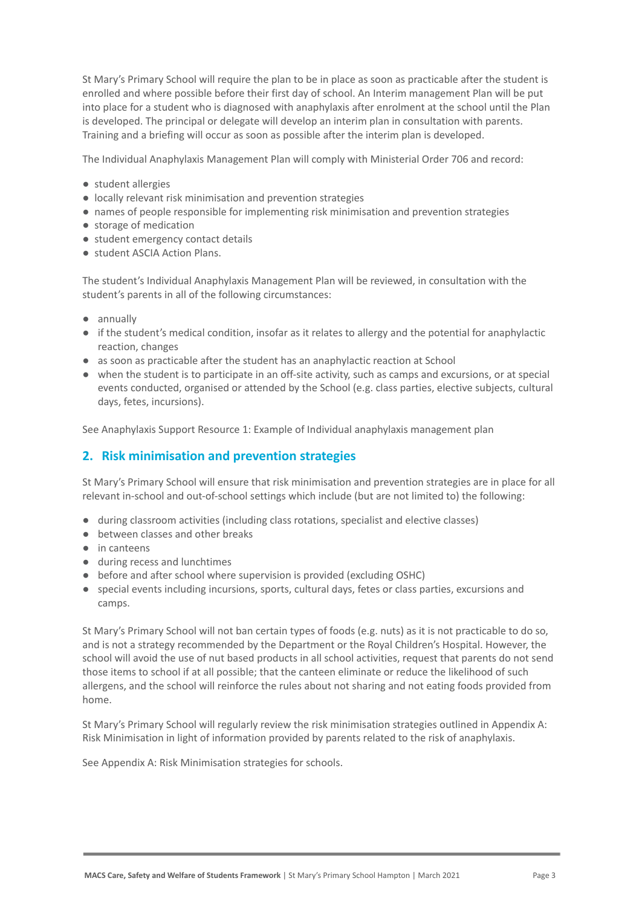St Mary's Primary School will require the plan to be in place as soon as practicable after the student is enrolled and where possible before their first day of school. An Interim management Plan will be put into place for a student who is diagnosed with anaphylaxis after enrolment at the school until the Plan is developed. The principal or delegate will develop an interim plan in consultation with parents. Training and a briefing will occur as soon as possible after the interim plan is developed.

The Individual Anaphylaxis Management Plan will comply with Ministerial Order 706 and record:

- student allergies
- locally relevant risk minimisation and prevention strategies
- names of people responsible for implementing risk minimisation and prevention strategies
- storage of medication
- student emergency contact details
- student ASCIA Action Plans.

The student's Individual Anaphylaxis Management Plan will be reviewed, in consultation with the student's parents in all of the following circumstances:

- annually
- if the student's medical condition, insofar as it relates to allergy and the potential for anaphylactic reaction, changes
- as soon as practicable after the student has an anaphylactic reaction at School
- when the student is to participate in an off-site activity, such as camps and excursions, or at special events conducted, organised or attended by the School (e.g. class parties, elective subjects, cultural days, fetes, incursions).

See Anaphylaxis Support Resource 1: Example of Individual anaphylaxis management plan

## 2. Risk minimisation and prevention strategies

St Mary's Primary School will ensure that risk minimisation and prevention strategies are in place for all relevant in-school and out-of-school settings which include (but are not limited to) the following:

- during classroom activities (including class rotations, specialist and elective classes)
- between classes and other breaks
- in canteens
- during recess and lunchtimes
- before and after school where supervision is provided (excluding OSHC)
- special events including incursions, sports, cultural days, fetes or class parties, excursions and camps.

St Mary's Primary School will not ban certain types of foods (e.g. nuts) as it is not practicable to do so, and is not a strategy recommended by the Department or the Royal Children's Hospital. However, the school will avoid the use of nut based products in all school activities, request that parents do not send those items to school if at all possible; that the canteen eliminate or reduce the likelihood of such allergens, and the school will reinforce the rules about not sharing and not eating foods provided from home.

St Mary's Primary School will regularly review the risk minimisation strategies outlined in Appendix A: Risk Minimisation in light of information provided by parents related to the risk of anaphylaxis.

See Appendix A: Risk Minimisation strategies for schools.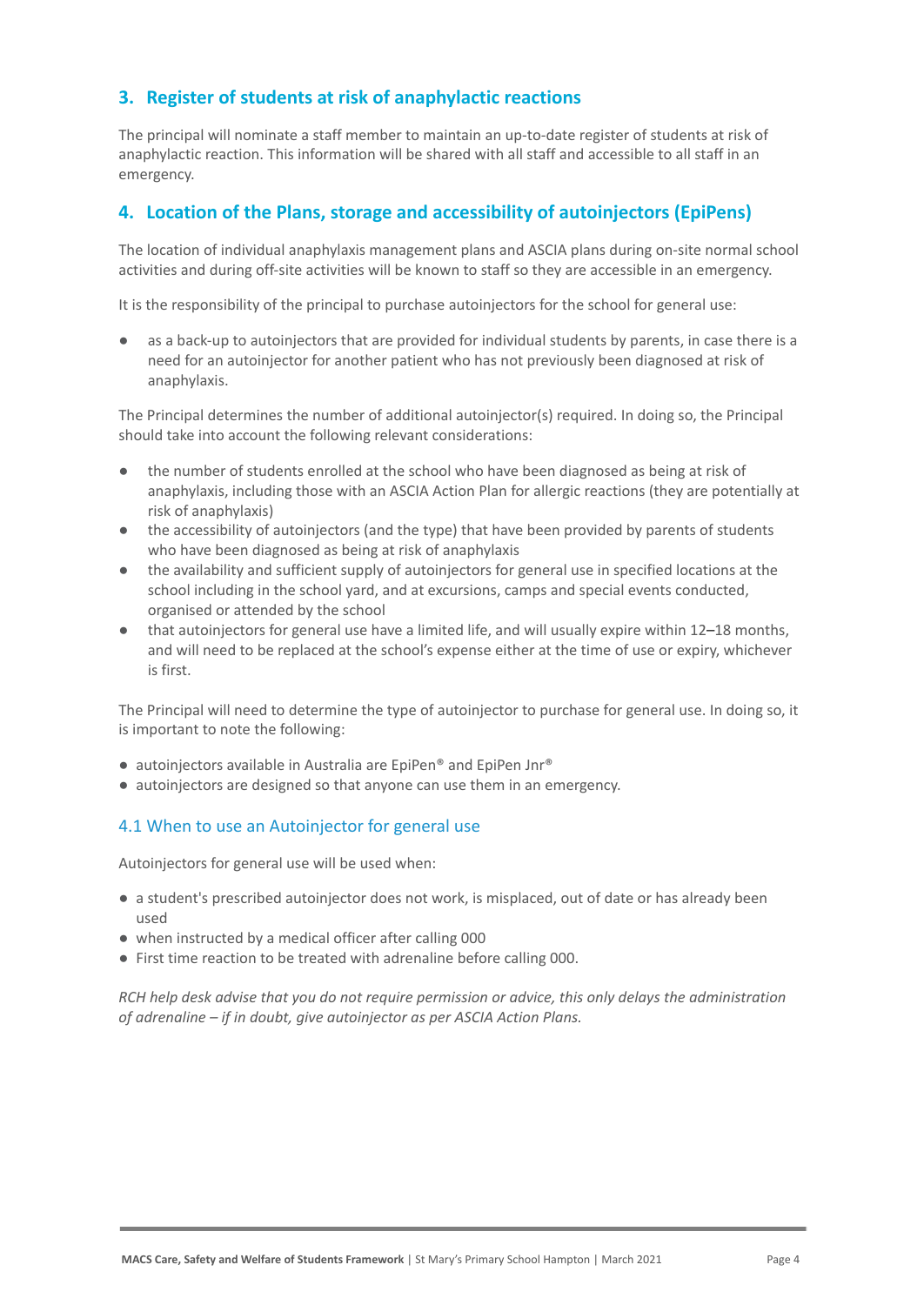## 3. Register of students at risk of anaphylactic reactions

The principal will nominate a staff member to maintain an up-to-date register of students at risk of anaphylactic reaction. This information will be shared with all staff and accessible to all staff in an emergency.

## 4. Location of the Plans, storage and accessibility of autoinjectors (EpiPens)

The location of individual anaphylaxis management plans and ASCIA plans during on-site normal school activities and during off-site activities will be known to staff so they are accessible in an emergency.

It is the responsibility of the principal to purchase autoinjectors for the school for general use:

- as a back-up to autoinjectors that are provided for individual students by parents, in case there is a need for an autoinjector for another patient who has not previously been diagnosed at risk of anaphylaxis.

The Principal determines the number of additional autoinjector(s) required. In doing so, the Principal should take into account the following relevant considerations:

- the number of students enrolled at the school who have been diagnosed as being at risk of anaphylaxis, including those with an ASCIA Action Plan for allergic reactions (they are potentially at risk of anaphylaxis)
- the accessibility of autoinjectors (and the type) that have been provided by parents of students who have been diagnosed as being at risk of anaphylaxis
- the availability and sufficient supply of autoinjectors for general use in specified locations at the school including in the school yard, and at excursions, camps and special events conducted, organised or attended by the school
- that autoinjectors for general use have a limited life, and will usually expire within 12–18 months, and will need to be replaced at the school's expense either at the time of use or expiry, whichever is first.

The Principal will need to determine the type of autoinjector to purchase for general use. In doing so, it is important to note the following:

- autoinjectors available in Australia are EpiPen® and EpiPen Jnr®
- autoinjectors are designed so that anyone can use them in an emergency.

### 4.1 When to use an Autoinjector for general use

Autoinjectors for general use will be used when:

- a student's prescribed autoinjector does not work, is misplaced, out of date or has already been used
- when instructed by a medical officer after calling 000
- First time reaction to be treated with adrenaline before calling 000.

*RCH help desk advise that you do not require permission or advice, this only delays the administration of adrenaline – if in doubt, give autoinjector as per ASCIA Action Plans.*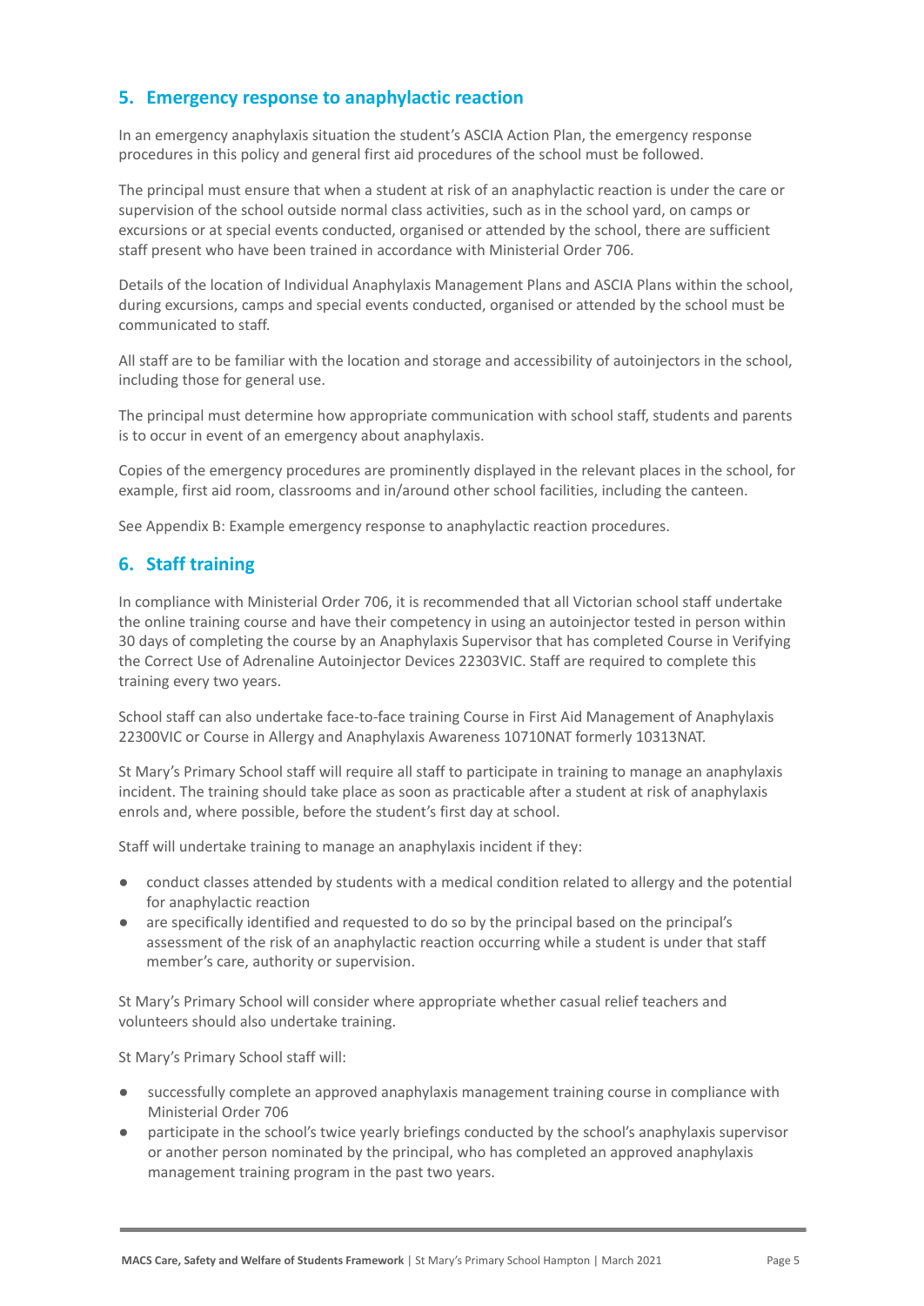## 5. Emergency response to anaphylactic reaction

In an emergency anaphylaxis situation the student's ASCIA Action Plan, the emergency response procedures in this policy and general first aid procedures of the school must be followed.

The principal must ensure that when a student at risk of an anaphylactic reaction is under the care or supervision of the school outside normal class activities, such as in the school yard, on camps or excursions or at special events conducted, organised or attended by the school, there are sufficient staff present who have been trained in accordance with Ministerial Order 706.

Details of the location of Individual Anaphylaxis Management Plans and ASCIA Plans within the school, during excursions, camps and special events conducted, organised or attended by the school must be communicated to staff.

All staff are to be familiar with the location and storage and accessibility of autoinjectors in the school, including those for general use.

The principal must determine how appropriate communication with school staff, students and parents is to occur in event of an emergency about anaphylaxis.

Copies of the emergency procedures are prominently displayed in the relevant places in the school, for example, first aid room, classrooms and in/around other school facilities, including the canteen.

See Appendix B: Example emergency response to anaphylactic reaction procedures.

## 6. Staff training

In compliance with Ministerial Order 706, it is recommended that all Victorian school staff undertake the online training course and have their competency in using an autoinjector tested in person within 30 days of completing the course by an Anaphylaxis Supervisor that has completed Course in Verifying the Correct Use of Adrenaline Autoinjector Devices 22303VIC. Staff are required to complete this training every two years.

School staff can also undertake face-to-face training Course in First Aid Management of Anaphylaxis 22300VIC or Course in Allergy and Anaphylaxis Awareness 10710NAT formerly 10313NAT.

St Mary's Primary School staff will require all staff to participate in training to manage an anaphylaxis incident. The training should take place as soon as practicable after a student at risk of anaphylaxis enrols and, where possible, before the student's first day at school.

Staff will undertake training to manage an anaphylaxis incident if they:

- conduct classes attended by students with a medical condition related to allergy and the potential for anaphylactic reaction
- are specifically identified and requested to do so by the principal based on the principal's assessment of the risk of an anaphylactic reaction occurring while a student is under that staff member's care, authority or supervision.

St Mary's Primary School will consider where appropriate whether casual relief teachers and volunteers should also undertake training.

St Mary's Primary School staff will:

- successfully complete an approved anaphylaxis management training course in compliance with Ministerial Order 706
- participate in the school's twice yearly briefings conducted by the school's anaphylaxis supervisor or another person nominated by the principal, who has completed an approved anaphylaxis management training program in the past two years.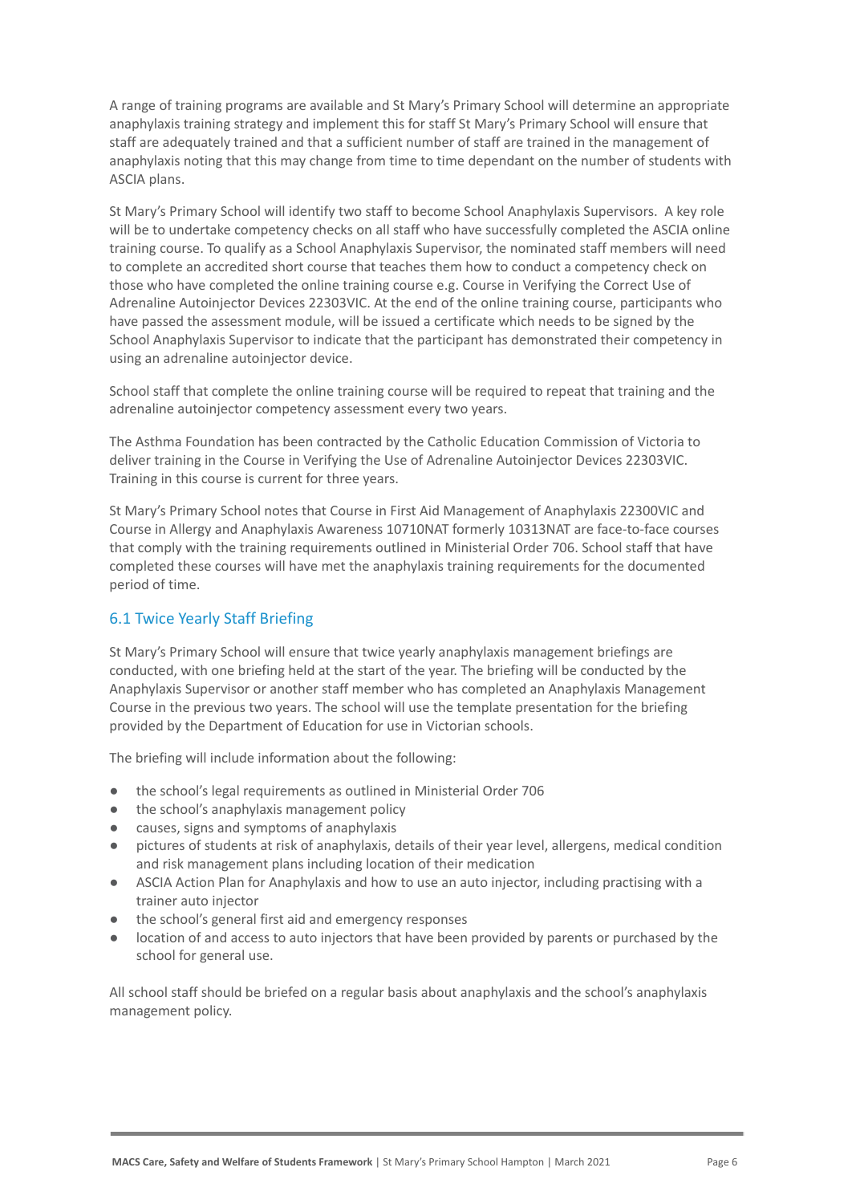A range of training programs are available and St Mary's Primary School will determine an appropriate anaphylaxis training strategy and implement this for staff St Mary's Primary School will ensure that staff are adequately trained and that a sufficient number of staff are trained in the management of anaphylaxis noting that this may change from time to time dependant on the number of students with ASCIA plans.

St Mary's Primary School will identify two staff to become School Anaphylaxis Supervisors. A key role will be to undertake competency checks on all staff who have successfully completed the ASCIA online training course. To qualify as a School Anaphylaxis Supervisor, the nominated staff members will need to complete an accredited short course that teaches them how to conduct a competency check on those who have completed the online training course e.g. Course in Verifying the Correct Use of Adrenaline Autoinjector Devices 22303VIC. At the end of the online training course, participants who have passed the assessment module, will be issued a certificate which needs to be signed by the School Anaphylaxis Supervisor to indicate that the participant has demonstrated their competency in using an adrenaline autoinjector device.

School staff that complete the online training course will be required to repeat that training and the adrenaline autoinjector competency assessment every two years.

The Asthma Foundation has been contracted by the Catholic Education Commission of Victoria to deliver training in the Course in Verifying the Use of Adrenaline Autoinjector Devices 22303VIC. Training in this course is current for three years.

St Mary's Primary School notes that Course in First Aid Management of Anaphylaxis 22300VIC and Course in Allergy and Anaphylaxis Awareness 10710NAT formerly 10313NAT are face-to-face courses that comply with the training requirements outlined in Ministerial Order 706. School staff that have completed these courses will have met the anaphylaxis training requirements for the documented period of time.

### 6.1 Twice Yearly Staff Briefing

St Mary's Primary School will ensure that twice yearly anaphylaxis management briefings are conducted, with one briefing held at the start of the year. The briefing will be conducted by the Anaphylaxis Supervisor or another staff member who has completed an Anaphylaxis Management Course in the previous two years. The school will use the template presentation for the briefing provided by the Department of Education for use in Victorian schools.

The briefing will include information about the following:

- the school's legal requirements as outlined in Ministerial Order 706
- the school's anaphylaxis management policy
- causes, signs and symptoms of anaphylaxis
- pictures of students at risk of anaphylaxis, details of their year level, allergens, medical condition and risk management plans including location of their medication
- ASCIA Action Plan for Anaphylaxis and how to use an auto injector, including practising with a trainer auto injector
- the school's general first aid and emergency responses
- location of and access to auto injectors that have been provided by parents or purchased by the school for general use.

All school staff should be briefed on a regular basis about anaphylaxis and the school's anaphylaxis management policy.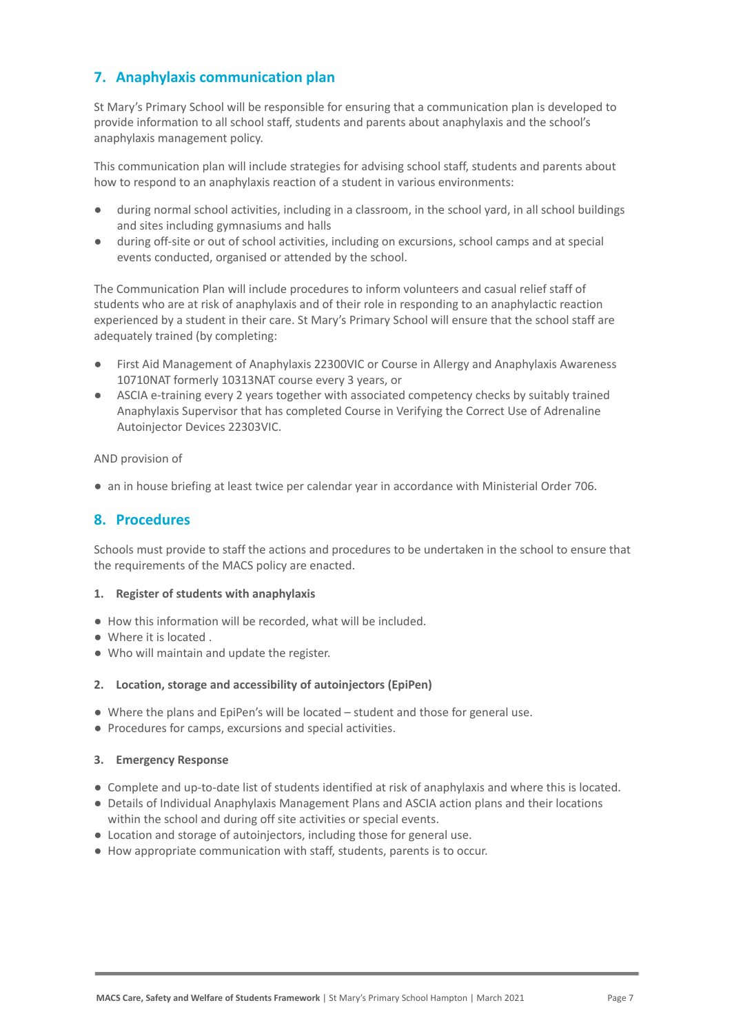## 7. Anaphylaxis communication plan

St Mary's Primary School will be responsible for ensuring that a communication plan is developed to provide information to all school staff, students and parents about anaphylaxis and the school's anaphylaxis management policy.

This communication plan will include strategies for advising school staff, students and parents about how to respond to an anaphylaxis reaction of a student in various environments:

- during normal school activities, including in a classroom, in the school yard, in all school buildings and sites including gymnasiums and halls
- during off-site or out of school activities, including on excursions, school camps and at special events conducted, organised or attended by the school.

The Communication Plan will include procedures to inform volunteers and casual relief staff of students who are at risk of anaphylaxis and of their role in responding to an anaphylactic reaction experienced by a student in their care. St Mary's Primary School will ensure that the school staff are adequately trained (by completing:

- First Aid Management of Anaphylaxis 22300VIC or Course in Allergy and Anaphylaxis Awareness 10710NAT formerly 10313NAT course every 3 years, or
- ASCIA e-training every 2 years together with associated competency checks by suitably trained Anaphylaxis Supervisor that has completed Course in Verifying the Correct Use of Adrenaline Autoinjector Devices 22303VIC.

AND provision of

- an in house briefing at least twice per calendar year in accordance with Ministerial Order 706.

## 8. Procedures

Schools must provide to staff the actions and procedures to be undertaken in the school to ensure that the requirements of the MACS policy are enacted.

**1. Register of students with anaphylaxis**

- How this information will be recorded, what will be included.
- Where it is located .
- Who will maintain and update the register.

**2. Location, storage and accessibility of autoinjectors (EpiPen)**

- Where the plans and EpiPen's will be located – student and those for general use.
- Procedures for camps, excursions and special activities.

**3. Emergency Response**

- Complete and up-to-date list of students identified at risk of anaphylaxis and where this is located.
- Details of Individual Anaphylaxis Management Plans and ASCIA action plans and their locations within the school and during off site activities or special events.
- Location and storage of autoinjectors, including those for general use.
- How appropriate communication with staff, students, parents is to occur.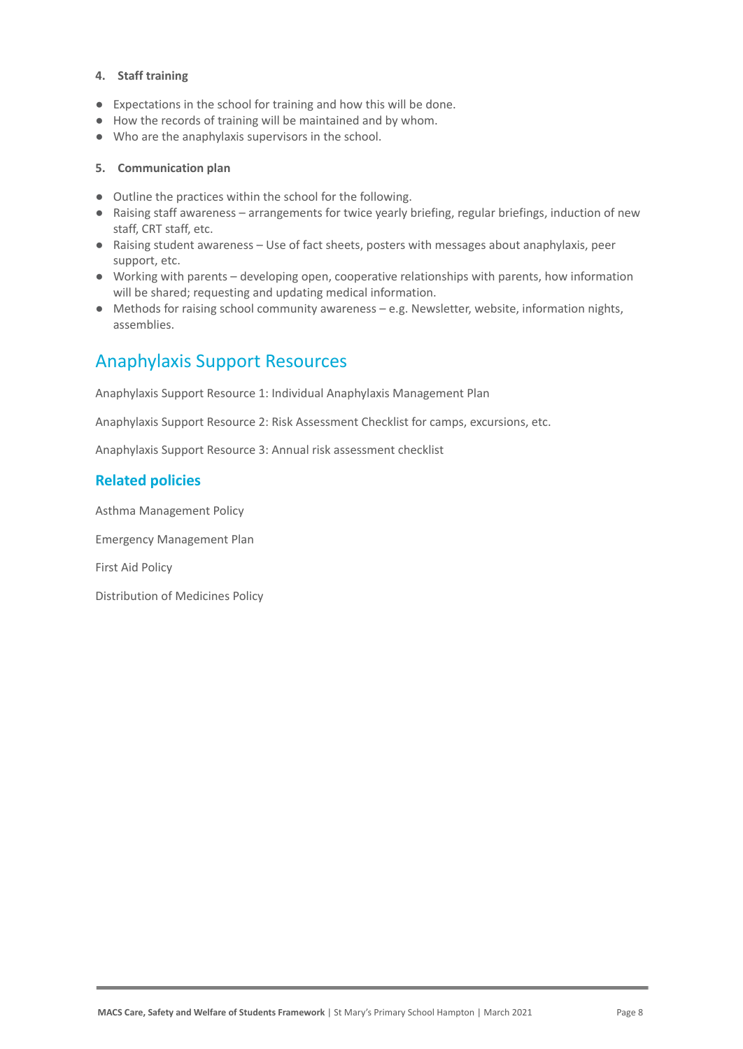**4. Staff training**

- Expectations in the school for training and how this will be done.
- How the records of training will be maintained and by whom.
- Who are the anaphylaxis supervisors in the school.

**5. Communication plan**

- Outline the practices within the school for the following.
- Raising staff awareness – arrangements for twice yearly briefing, regular briefings, induction of new staff, CRT staff, etc.
- Raising student awareness – Use of fact sheets, posters with messages about anaphylaxis, peer support, etc.
- Working with parents – developing open, cooperative relationships with parents, how information will be shared; requesting and updating medical information.
- Methods for raising school community awareness – e.g. Newsletter, website, information nights, assemblies.

## Anaphylaxis Support Resources

Anaphylaxis Support Resource 1: Individual Anaphylaxis Management Plan

Anaphylaxis Support Resource 2: Risk Assessment Checklist for camps, excursions, etc.

Anaphylaxis Support Resource 3: Annual risk assessment checklist

### Related policies

Asthma Management Policy

Emergency Management Plan

First Aid Policy

Distribution of Medicines Policy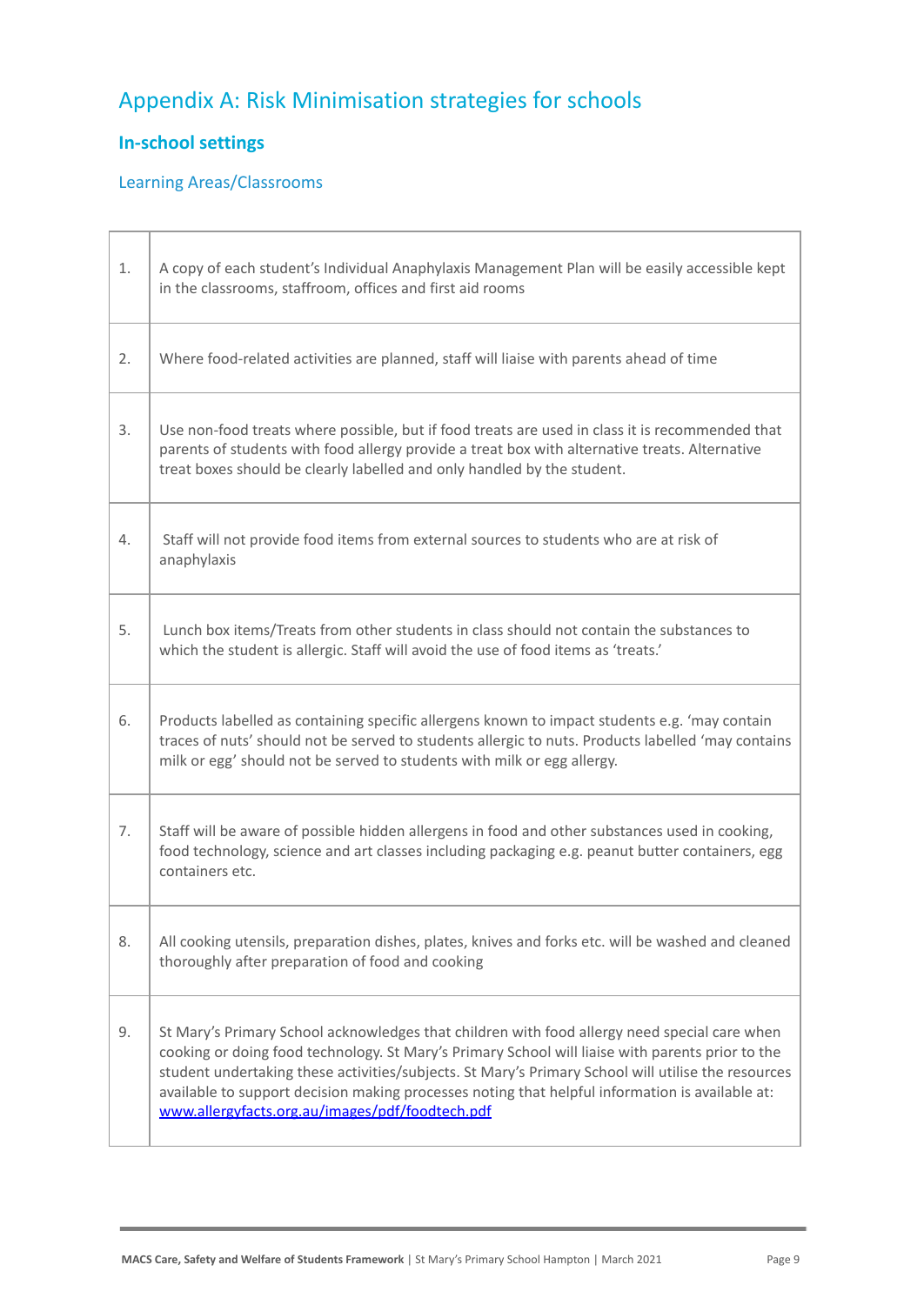# Appendix A: Risk Minimisation strategies for schools

## In-school settings

### Learning Areas/Classrooms

| | |
|---|---|
| 1. | A copy of each student's Individual Anaphylaxis Management Plan will be easily accessible kept in the classrooms, staffroom, offices and first aid rooms |
| 2. | Where food-related activities are planned, staff will liaise with parents ahead of time |
| 3. | Use non-food treats where possible, but if food treats are used in class it is recommended that parents of students with food allergy provide a treat box with alternative treats. Alternative treat boxes should be clearly labelled and only handled by the student. |
| 4. | Staff will not provide food items from external sources to students who are at risk of anaphylaxis |
| 5. | Lunch box items/Treats from other students in class should not contain the substances to which the student is allergic. Staff will avoid the use of food items as 'treats.' |
| 6. | Products labelled as containing specific allergens known to impact students e.g. 'may contain traces of nuts' should not be served to students allergic to nuts. Products labelled 'may contains milk or egg' should not be served to students with milk or egg allergy. |
| 7. | Staff will be aware of possible hidden allergens in food and other substances used in cooking, food technology, science and art classes including packaging e.g. peanut butter containers, egg containers etc. |
| 8. | All cooking utensils, preparation dishes, plates, knives and forks etc. will be washed and cleaned thoroughly after preparation of food and cooking |
| 9. | St Mary's Primary School acknowledges that children with food allergy need special care when cooking or doing food technology. St Mary's Primary School will liaise with parents prior to the student undertaking these activities/subjects. St Mary's Primary School will utilise the resources available to support decision making processes noting that helpful information is available at: [www.allergyfacts.org.au/images/pdf/foodtech.pdf](http://www.allergyfacts.org.au/images/pdf/foodtech.pdf) |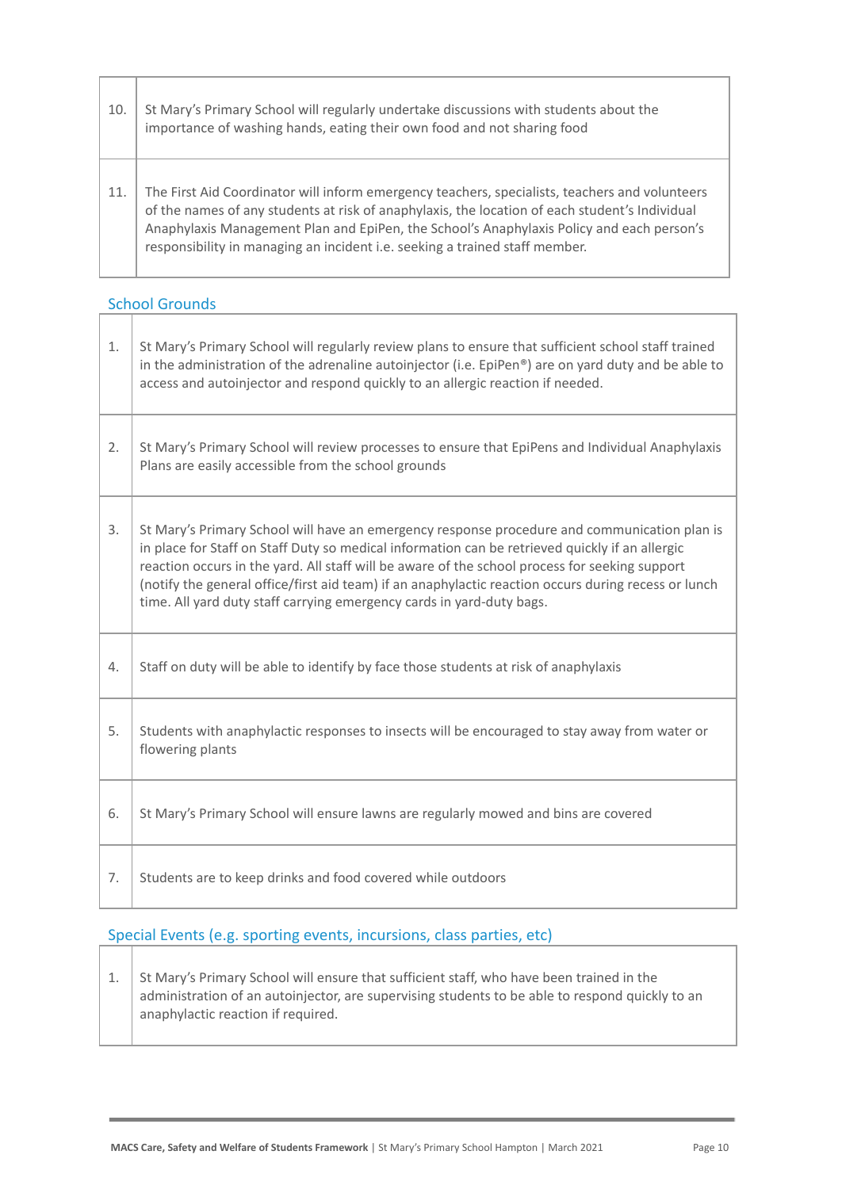| | |
|---|---|
| 10. | St Mary's Primary School will regularly undertake discussions with students about the importance of washing hands, eating their own food and not sharing food |
| 11. | The First Aid Coordinator will inform emergency teachers, specialists, teachers and volunteers of the names of any students at risk of anaphylaxis, the location of each student's Individual Anaphylaxis Management Plan and EpiPen, the School's Anaphylaxis Policy and each person's responsibility in managing an incident i.e. seeking a trained staff member. |

### School Grounds

| | |
|---|---|
| 1. | St Mary's Primary School will regularly review plans to ensure that sufficient school staff trained in the administration of the adrenaline autoinjector (i.e. EpiPen®) are on yard duty and be able to access and autoinjector and respond quickly to an allergic reaction if needed. |
| 2. | St Mary's Primary School will review processes to ensure that EpiPens and Individual Anaphylaxis Plans are easily accessible from the school grounds |
| 3. | St Mary's Primary School will have an emergency response procedure and communication plan is in place for Staff on Staff Duty so medical information can be retrieved quickly if an allergic reaction occurs in the yard. All staff will be aware of the school process for seeking support (notify the general office/first aid team) if an anaphylactic reaction occurs during recess or lunch time. All yard duty staff carrying emergency cards in yard-duty bags. |
| 4. | Staff on duty will be able to identify by face those students at risk of anaphylaxis |
| 5. | Students with anaphylactic responses to insects will be encouraged to stay away from water or flowering plants |
| 6. | St Mary's Primary School will ensure lawns are regularly mowed and bins are covered |
| 7. | Students are to keep drinks and food covered while outdoors |

### Special Events (e.g. sporting events, incursions, class parties, etc)

| | |
|---|---|
| 1. | St Mary's Primary School will ensure that sufficient staff, who have been trained in the administration of an autoinjector, are supervising students to be able to respond quickly to an anaphylactic reaction if required. |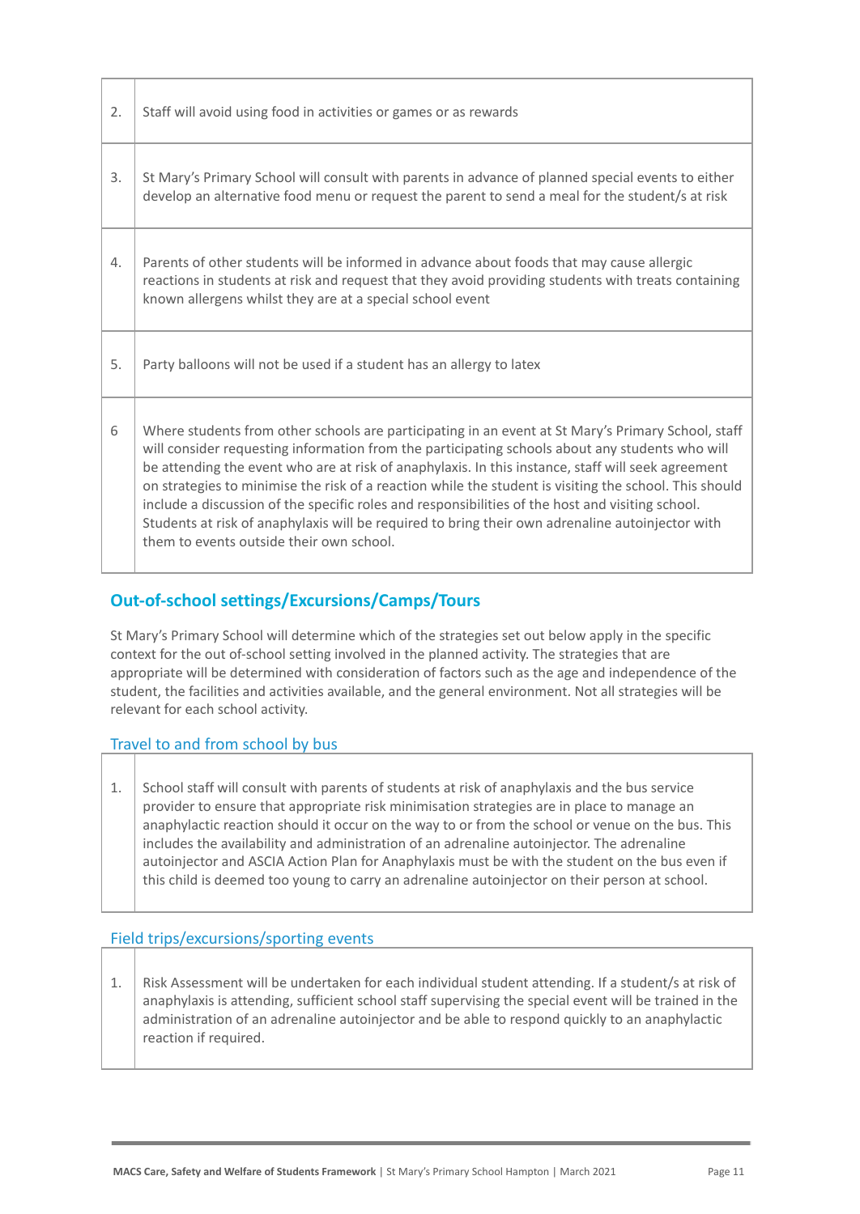| | |
|---|---|
| 2. | Staff will avoid using food in activities or games or as rewards |
| 3. | St Mary's Primary School will consult with parents in advance of planned special events to either develop an alternative food menu or request the parent to send a meal for the student/s at risk |
| 4. | Parents of other students will be informed in advance about foods that may cause allergic reactions in students at risk and request that they avoid providing students with treats containing known allergens whilst they are at a special school event |
| 5. | Party balloons will not be used if a student has an allergy to latex |
| 6 | Where students from other schools are participating in an event at St Mary's Primary School, staff will consider requesting information from the participating schools about any students who will be attending the event who are at risk of anaphylaxis. In this instance, staff will seek agreement on strategies to minimise the risk of a reaction while the student is visiting the school. This should include a discussion of the specific roles and responsibilities of the host and visiting school. Students at risk of anaphylaxis will be required to bring their own adrenaline autoinjector with them to events outside their own school. |

## Out-of-school settings/Excursions/Camps/Tours

St Mary's Primary School will determine which of the strategies set out below apply in the specific context for the out of-school setting involved in the planned activity. The strategies that are appropriate will be determined with consideration of factors such as the age and independence of the student, the facilities and activities available, and the general environment. Not all strategies will be relevant for each school activity.

### Travel to and from school by bus

| | |
|---|---|
| 1. | School staff will consult with parents of students at risk of anaphylaxis and the bus service provider to ensure that appropriate risk minimisation strategies are in place to manage an anaphylactic reaction should it occur on the way to or from the school or venue on the bus. This includes the availability and administration of an adrenaline autoinjector. The adrenaline autoinjector and ASCIA Action Plan for Anaphylaxis must be with the student on the bus even if this child is deemed too young to carry an adrenaline autoinjector on their person at school. |

### Field trips/excursions/sporting events

| | |
|---|---|
| 1. | Risk Assessment will be undertaken for each individual student attending. If a student/s at risk of anaphylaxis is attending, sufficient school staff supervising the special event will be trained in the administration of an adrenaline autoinjector and be able to respond quickly to an anaphylactic reaction if required. |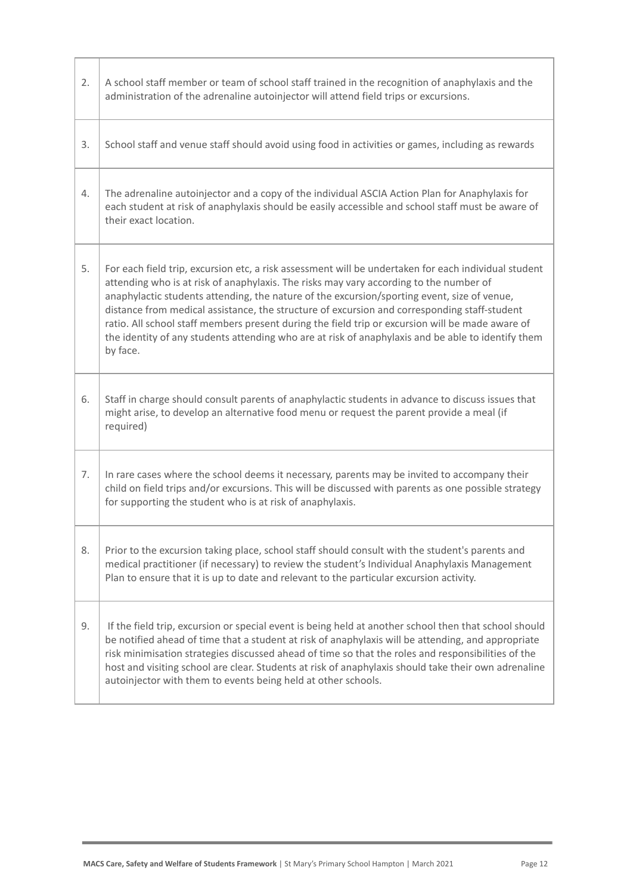| | |
|---|---|
| 2. | A school staff member or team of school staff trained in the recognition of anaphylaxis and the administration of the adrenaline autoinjector will attend field trips or excursions. |
| 3. | School staff and venue staff should avoid using food in activities or games, including as rewards |
| 4. | The adrenaline autoinjector and a copy of the individual ASCIA Action Plan for Anaphylaxis for each student at risk of anaphylaxis should be easily accessible and school staff must be aware of their exact location. |
| 5. | For each field trip, excursion etc, a risk assessment will be undertaken for each individual student attending who is at risk of anaphylaxis. The risks may vary according to the number of anaphylactic students attending, the nature of the excursion/sporting event, size of venue, distance from medical assistance, the structure of excursion and corresponding staff-student ratio. All school staff members present during the field trip or excursion will be made aware of the identity of any students attending who are at risk of anaphylaxis and be able to identify them by face. |
| 6. | Staff in charge should consult parents of anaphylactic students in advance to discuss issues that might arise, to develop an alternative food menu or request the parent provide a meal (if required) |
| 7. | In rare cases where the school deems it necessary, parents may be invited to accompany their child on field trips and/or excursions. This will be discussed with parents as one possible strategy for supporting the student who is at risk of anaphylaxis. |
| 8. | Prior to the excursion taking place, school staff should consult with the student's parents and medical practitioner (if necessary) to review the student's Individual Anaphylaxis Management Plan to ensure that it is up to date and relevant to the particular excursion activity. |
| 9. | If the field trip, excursion or special event is being held at another school then that school should be notified ahead of time that a student at risk of anaphylaxis will be attending, and appropriate risk minimisation strategies discussed ahead of time so that the roles and responsibilities of the host and visiting school are clear. Students at risk of anaphylaxis should take their own adrenaline autoinjector with them to events being held at other schools. |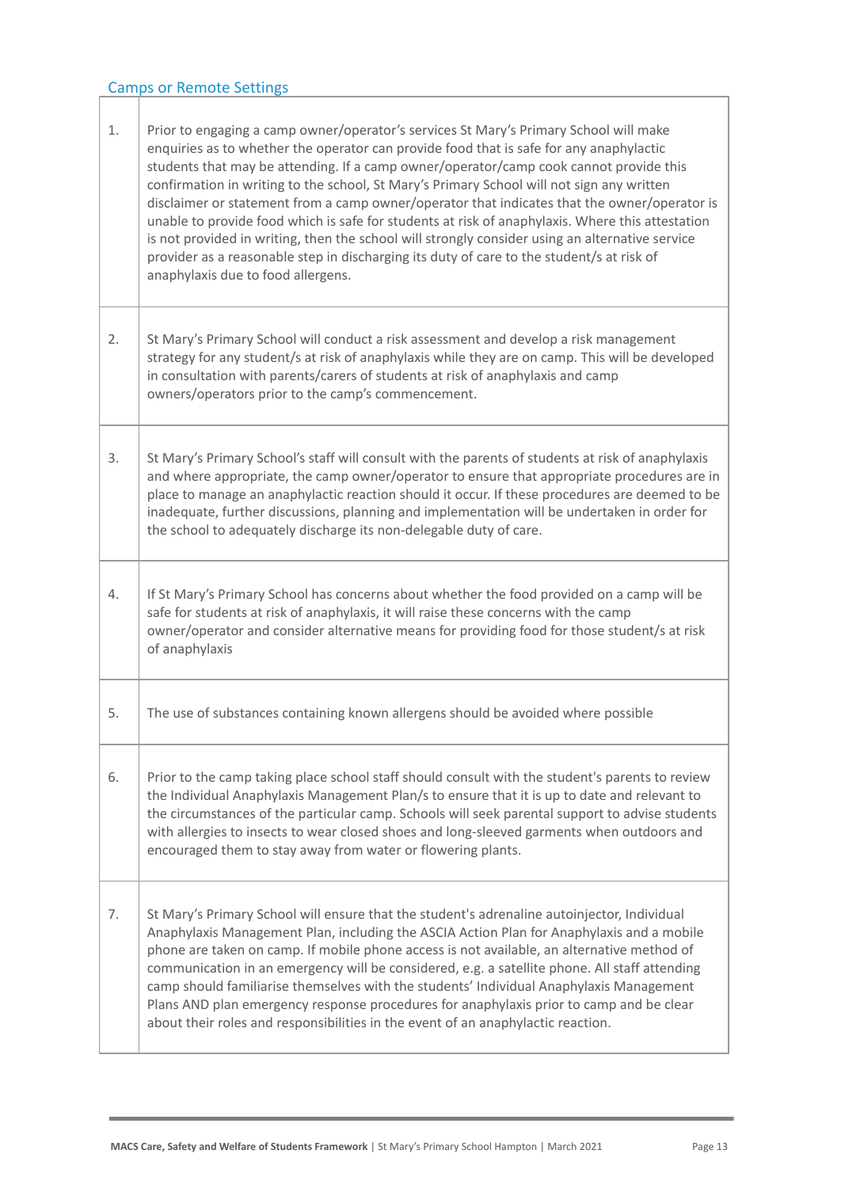## Camps or Remote Settings

| | |
|---|---|
| 1. | Prior to engaging a camp owner/operator's services St Mary's Primary School will make enquiries as to whether the operator can provide food that is safe for any anaphylactic students that may be attending. If a camp owner/operator/camp cook cannot provide this confirmation in writing to the school, St Mary's Primary School will not sign any written disclaimer or statement from a camp owner/operator that indicates that the owner/operator is unable to provide food which is safe for students at risk of anaphylaxis. Where this attestation is not provided in writing, then the school will strongly consider using an alternative service provider as a reasonable step in discharging its duty of care to the student/s at risk of anaphylaxis due to food allergens. |
| 2. | St Mary's Primary School will conduct a risk assessment and develop a risk management strategy for any student/s at risk of anaphylaxis while they are on camp. This will be developed in consultation with parents/carers of students at risk of anaphylaxis and camp owners/operators prior to the camp's commencement. |
| 3. | St Mary's Primary School's staff will consult with the parents of students at risk of anaphylaxis and where appropriate, the camp owner/operator to ensure that appropriate procedures are in place to manage an anaphylactic reaction should it occur. If these procedures are deemed to be inadequate, further discussions, planning and implementation will be undertaken in order for the school to adequately discharge its non-delegable duty of care. |
| 4. | If St Mary's Primary School has concerns about whether the food provided on a camp will be safe for students at risk of anaphylaxis, it will raise these concerns with the camp owner/operator and consider alternative means for providing food for those student/s at risk of anaphylaxis |
| 5. | The use of substances containing known allergens should be avoided where possible |
| 6. | Prior to the camp taking place school staff should consult with the student's parents to review the Individual Anaphylaxis Management Plan/s to ensure that it is up to date and relevant to the circumstances of the particular camp. Schools will seek parental support to advise students with allergies to insects to wear closed shoes and long-sleeved garments when outdoors and encouraged them to stay away from water or flowering plants. |
| 7. | St Mary's Primary School will ensure that the student's adrenaline autoinjector, Individual Anaphylaxis Management Plan, including the ASCIA Action Plan for Anaphylaxis and a mobile phone are taken on camp. If mobile phone access is not available, an alternative method of communication in an emergency will be considered, e.g. a satellite phone. All staff attending camp should familiarise themselves with the students' Individual Anaphylaxis Management Plans AND plan emergency response procedures for anaphylaxis prior to camp and be clear about their roles and responsibilities in the event of an anaphylactic reaction. |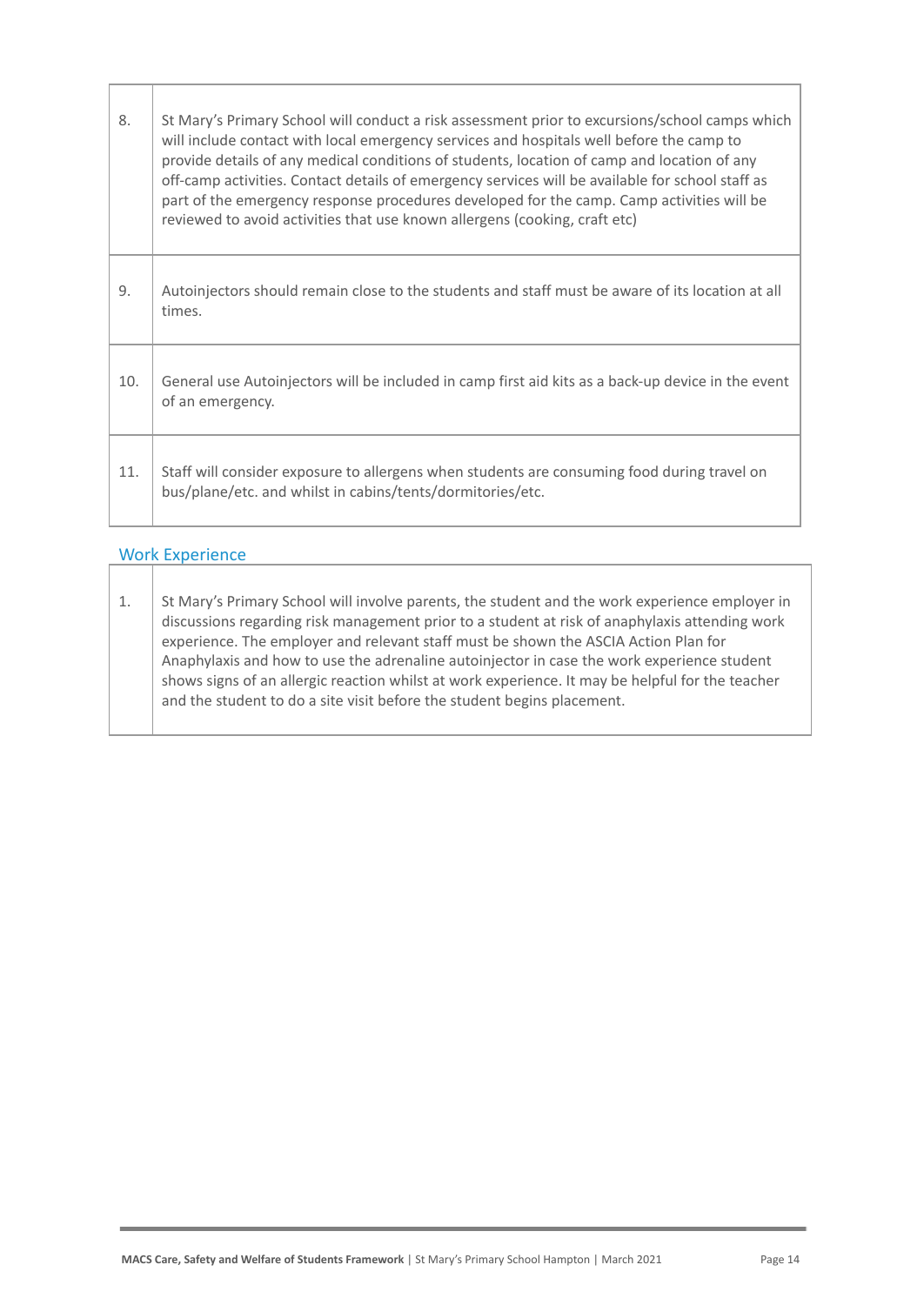| | |
|---|---|
| 8. | St Mary's Primary School will conduct a risk assessment prior to excursions/school camps which will include contact with local emergency services and hospitals well before the camp to provide details of any medical conditions of students, location of camp and location of any off-camp activities. Contact details of emergency services will be available for school staff as part of the emergency response procedures developed for the camp. Camp activities will be reviewed to avoid activities that use known allergens (cooking, craft etc) |
| 9. | Autoinjectors should remain close to the students and staff must be aware of its location at all times. |
| 10. | General use Autoinjectors will be included in camp first aid kits as a back-up device in the event of an emergency. |
| 11. | Staff will consider exposure to allergens when students are consuming food during travel on bus/plane/etc. and whilst in cabins/tents/dormitories/etc. |

### Work Experience

| | |
|---|---|
| 1. | St Mary's Primary School will involve parents, the student and the work experience employer in discussions regarding risk management prior to a student at risk of anaphylaxis attending work experience. The employer and relevant staff must be shown the ASCIA Action Plan for Anaphylaxis and how to use the adrenaline autoinjector in case the work experience student shows signs of an allergic reaction whilst at work experience. It may be helpful for the teacher and the student to do a site visit before the student begins placement. |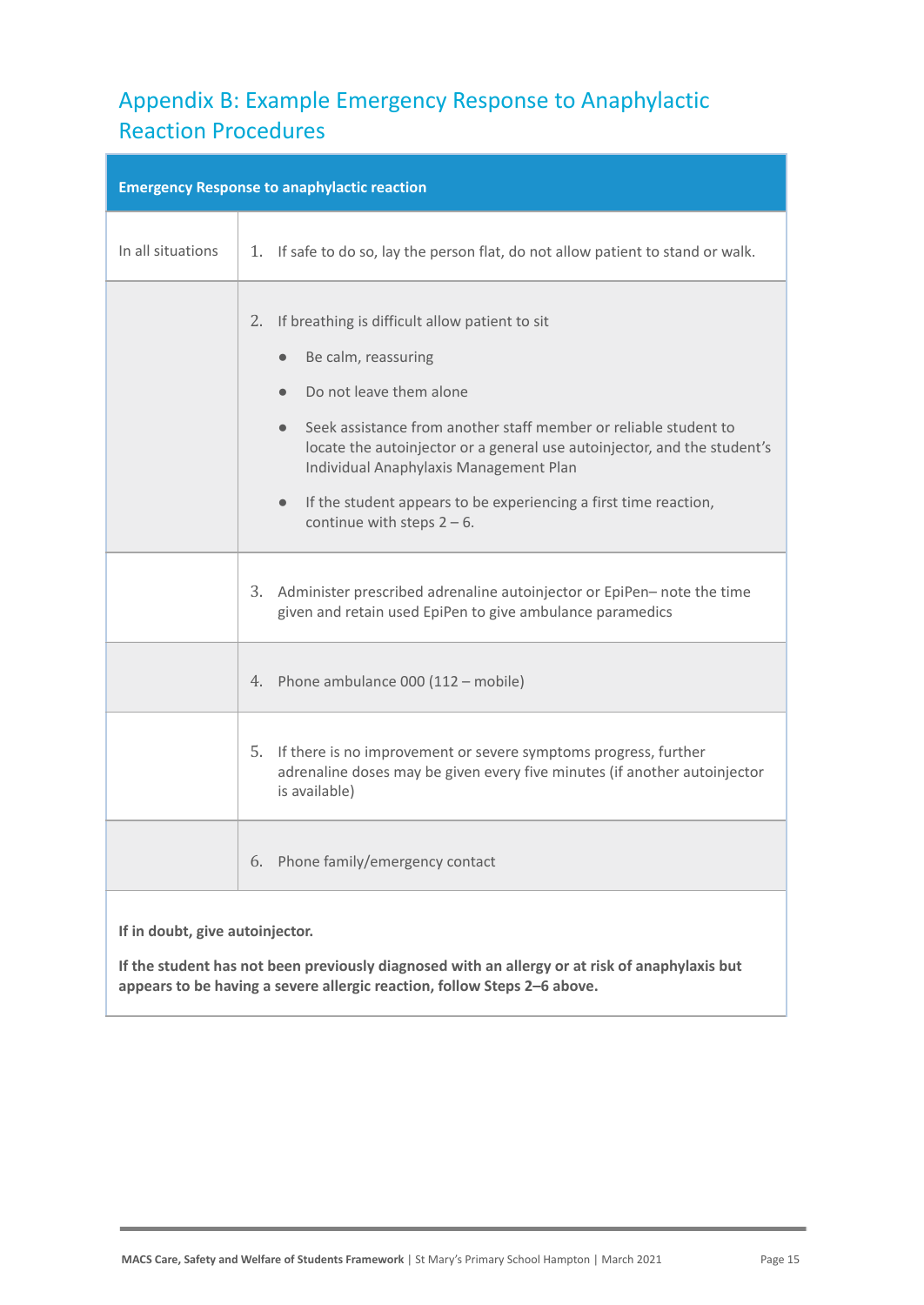## Appendix B: Example Emergency Response to Anaphylactic Reaction Procedures

| Emergency Response to anaphylactic reaction | |
|---|---|
| In all situations | 1. If safe to do so, lay the person flat, do not allow patient to stand or walk. |
| | 2. If breathing is difficult allow patient to sit<br>● Be calm, reassuring<br>● Do not leave them alone<br>● Seek assistance from another staff member or reliable student to locate the autoinjector or a general use autoinjector, and the student's Individual Anaphylaxis Management Plan<br>● If the student appears to be experiencing a first time reaction, continue with steps 2 – 6. |
| | 3. Administer prescribed adrenaline autoinjector or EpiPen– note the time given and retain used EpiPen to give ambulance paramedics |
| | 4. Phone ambulance 000 (112 – mobile) |
| | 5. If there is no improvement or severe symptoms progress, further adrenaline doses may be given every five minutes (if another autoinjector is available) |
| | 6. Phone family/emergency contact |
| **If in doubt, give autoinjector.**<br><br>**If the student has not been previously diagnosed with an allergy or at risk of anaphylaxis but appears to be having a severe allergic reaction, follow Steps 2–6 above.** | |